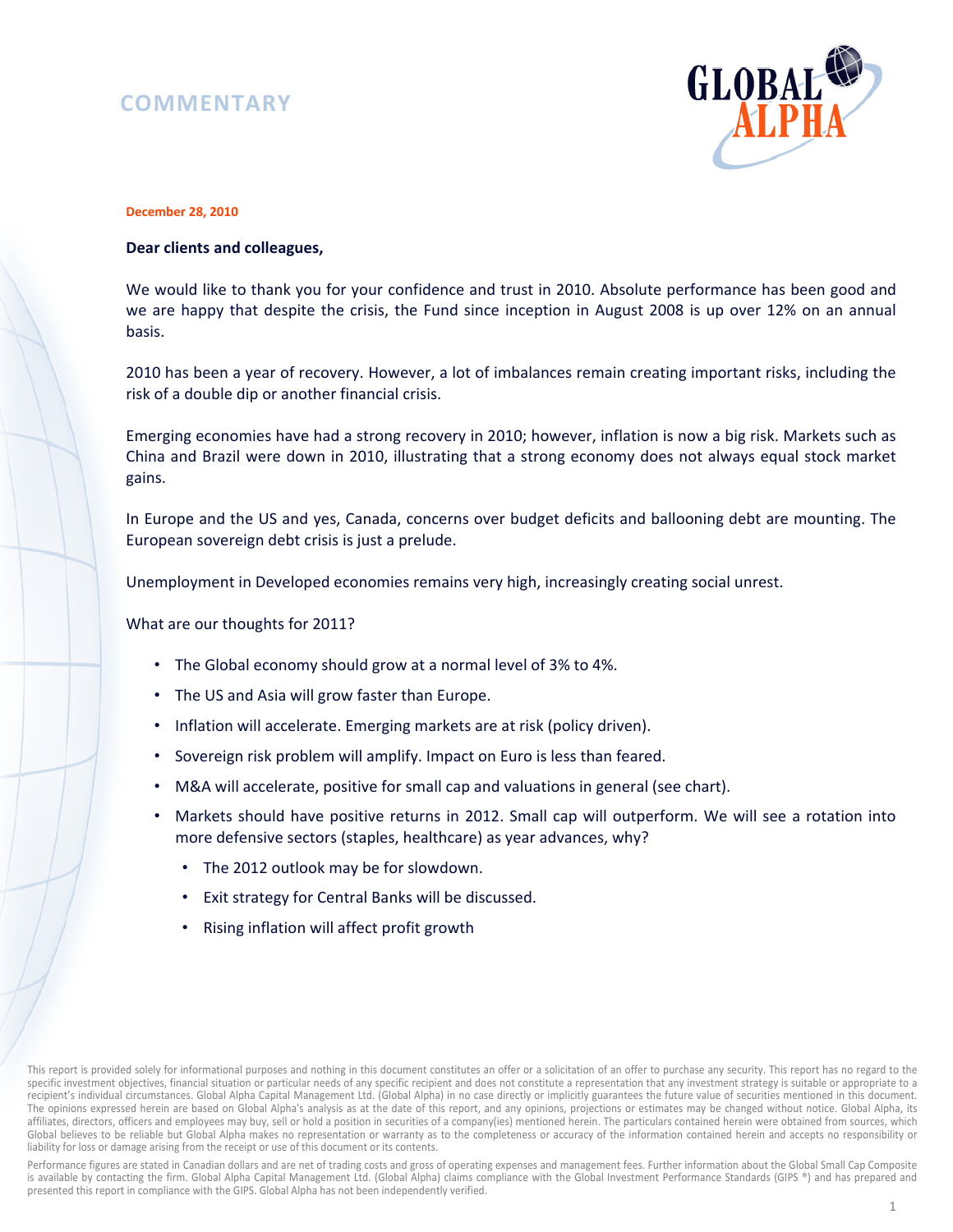# COMMENTARY

**December 28, 2010**

**Dear clients and colleagues,**

We would like to thank you for your confidence and trust in 2010. Absolute performance has been good and we are happy that despite the crisis, the Fund since inception in August 2008 is up over 12% on an annual basis.

2010 has been a year of recovery. However, a lot of imbalances remain creating important risks, including the risk of a double dip or another financial crisis.

Emerging economies have had a strong recovery in 2010; however, inflation is now a big risk. Markets such as China and Brazil were down in 2010, illustrating that a strong economy does not always equal stock market gains.

In Europe and the US and yes, Canada, concerns over budget deficits and ballooning debt are mounting. The European sovereign debt crisis is just a prelude.

Unemployment in Developed economies remains very high, increasingly creating social unrest.

What are our thoughts for 2011?

- The Global economy should grow at a normal level of 3% to 4%.
- The US and Asia will grow faster than Europe.
- Inflation will accelerate. Emerging markets are at risk (policy driven).
- Sovereign risk problem will amplify. Impact on Euro is less than feared.
- M&A will accelerate, positive for small cap and valuations in general (see chart).
- Markets should have positive returns in 2012. Small cap will outperform. We will see a rotation into more defensive sectors (staples, healthcare) as year advances, why?
  - The 2012 outlook may be for slowdown.
  - Exit strategy for Central Banks will be discussed.
  - Rising inflation will affect profit growth

This report is provided solely for informational purposes and nothing in this document constitutes an offer or a solicitation of an offer to purchase any security. This report has no regard to the specific investment objectives, financial situation or particular needs of any specific recipient and does not constitute a representation that any investment strategy is suitable or appropriate to a recipient's individual circumstances. Global Alpha Capital Management Ltd. (Global Alpha) in no case directly or implicitly guarantees the future value of securities mentioned in this document. The opinions expressed herein are based on Global Alpha's analysis as at the date of this report, and any opinions, projections or estimates may be changed without notice. Global Alpha, its affiliates, directors, officers and employees may buy, sell or hold a position in securities of a company(ies) mentioned herein. The particulars contained herein were obtained from sources, which Global believes to be reliable but Global Alpha makes no representation or warranty as to the completeness or accuracy of the information contained herein and accepts no responsibility or liability for loss or damage arising from the receipt or use of this document or its contents.

Performance figures are stated in Canadian dollars and are net of trading costs and gross of operating expenses and management fees. Further information about the Global Small Cap Composite is available by contacting the firm. Global Alpha Capital Management Ltd. (Global Alpha) claims compliance with the Global Investment Performance Standards (GIPS ®) and has prepared and presented this report in compliance with the GIPS. Global Alpha has not been independently verified.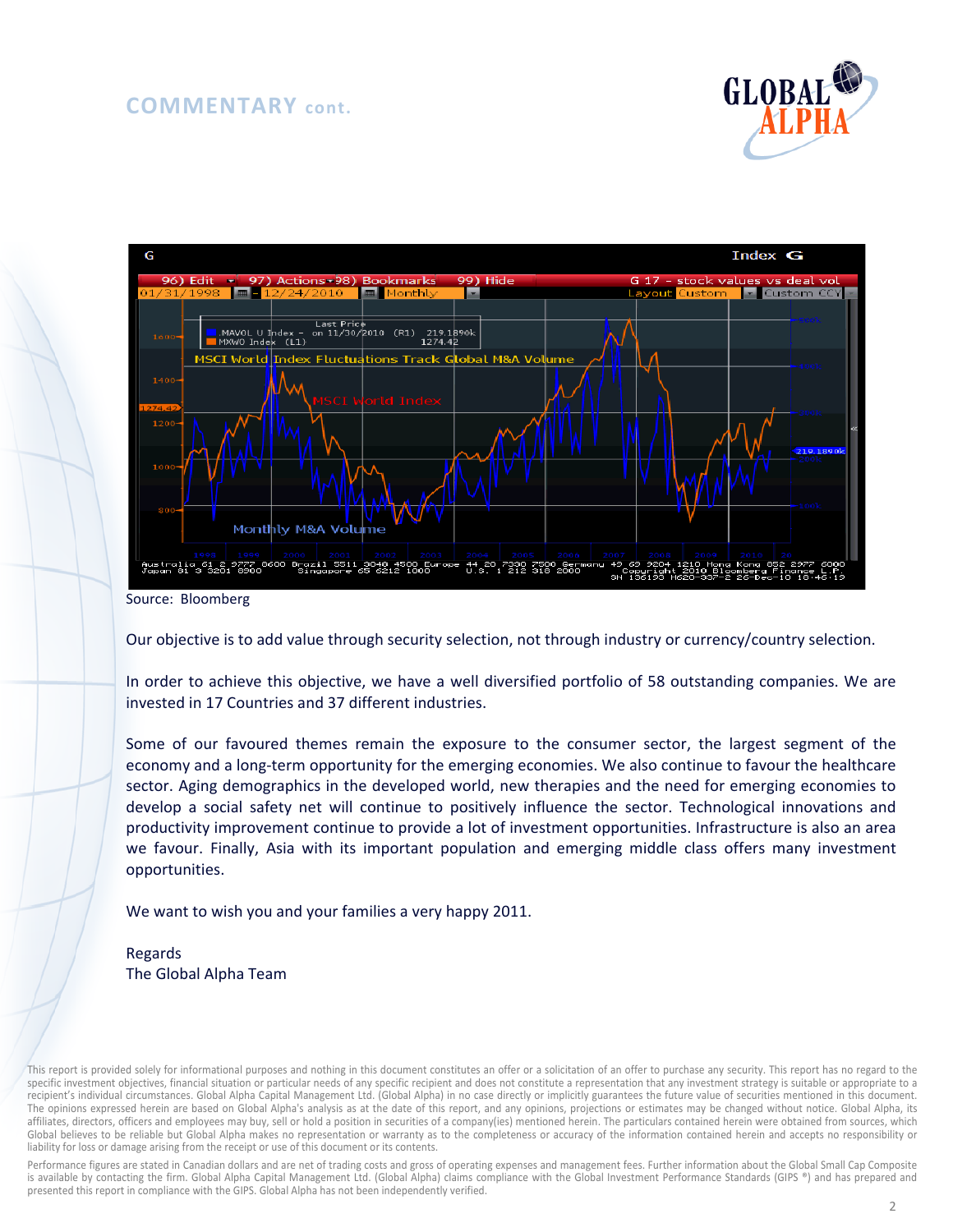## COMMENTARY cont.

G 17 - stock values vs deal vol

MSCI World Index Fluctuations Track Global M&A Volume

.MAVOL U Index - on 11/30/2010 (R1) 219.1890k

MXWO Index (L1) 1274.42

MSCI World Index

Monthly M&A Volume

Source: Bloomberg

Our objective is to add value through security selection, not through industry or currency/country selection.

In order to achieve this objective, we have a well diversified portfolio of 58 outstanding companies. We are invested in 17 Countries and 37 different industries.

Some of our favoured themes remain the exposure to the consumer sector, the largest segment of the economy and a long-term opportunity for the emerging economies. We also continue to favour the healthcare sector. Aging demographics in the developed world, new therapies and the need for emerging economies to develop a social safety net will continue to positively influence the sector. Technological innovations and productivity improvement continue to provide a lot of investment opportunities. Infrastructure is also an area we favour. Finally, Asia with its important population and emerging middle class offers many investment opportunities.

We want to wish you and your families a very happy 2011.

Regards
The Global Alpha Team

This report is provided solely for informational purposes and nothing in this document constitutes an offer or a solicitation of an offer to purchase any security. This report has no regard to the specific investment objectives, financial situation or particular needs of any specific recipient and does not constitute a representation that any investment strategy is suitable or appropriate to a recipient's individual circumstances. Global Alpha Capital Management Ltd. (Global Alpha) in no case directly or implicitly guarantees the future value of securities mentioned in this document. The opinions expressed herein are based on Global Alpha's analysis as at the date of this report, and any opinions, projections or estimates may be changed without notice. Global Alpha, its affiliates, directors, officers and employees may buy, sell or hold a position in securities of a company(ies) mentioned herein. The particulars contained herein were obtained from sources, which Global believes to be reliable but Global Alpha makes no representation or warranty as to the completeness or accuracy of the information contained herein and accepts no responsibility or liability for loss or damage arising from the receipt or use of this document or its contents.

Performance figures are stated in Canadian dollars and are net of trading costs and gross of operating expenses and management fees. Further information about the Global Small Cap Composite is available by contacting the firm. Global Alpha Capital Management Ltd. (Global Alpha) claims compliance with the Global Investment Performance Standards (GIPS ®) and has prepared and presented this report in compliance with the GIPS. Global Alpha has not been independently verified.